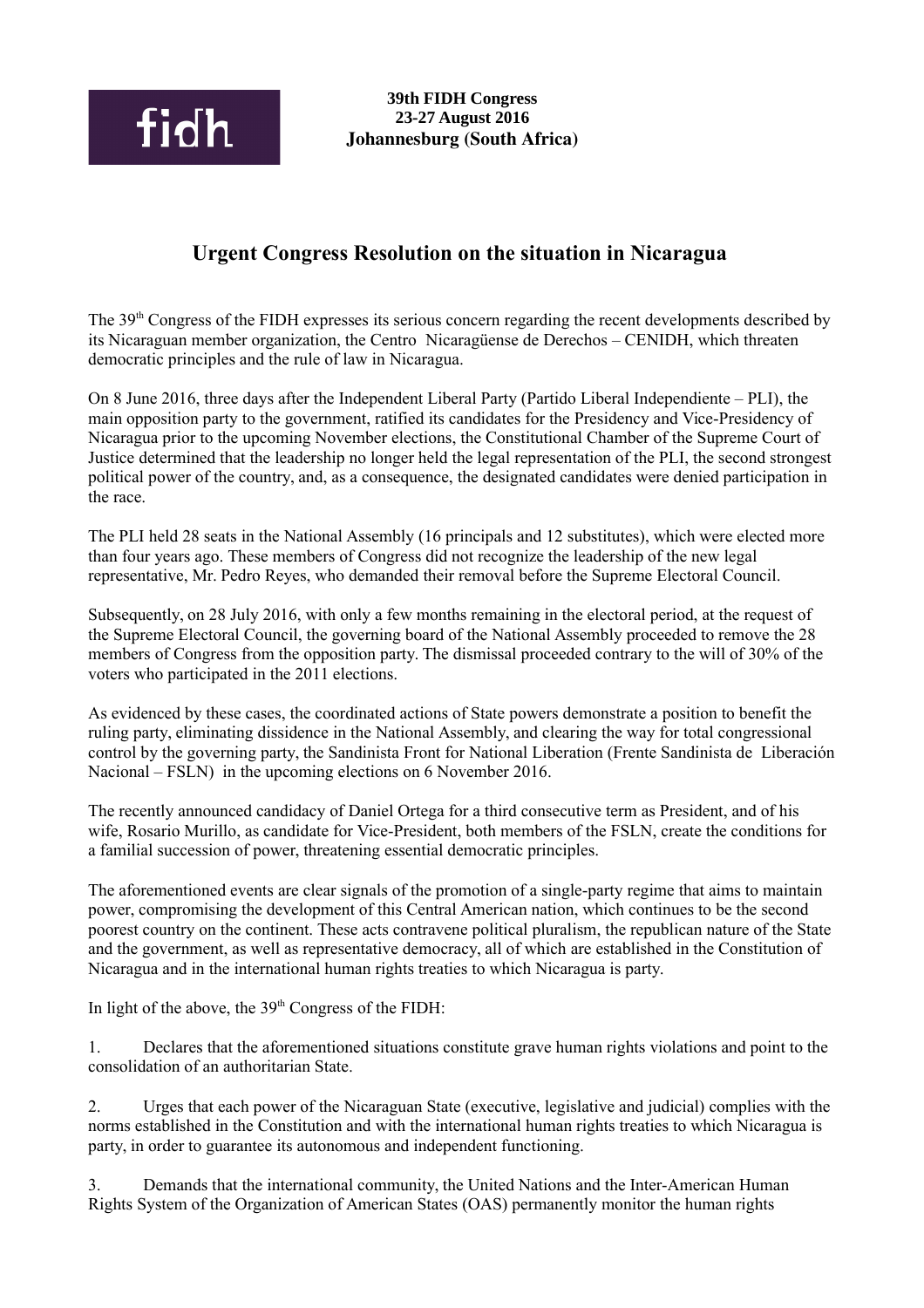**39th FIDH Congress**
**23-27 August 2016**
**Johannesburg (South Africa)**

# Urgent Congress Resolution on the situation in Nicaragua

The 39th Congress of the FIDH expresses its serious concern regarding the recent developments described by its Nicaraguan member organization, the Centro Nicaragüense de Derechos – CENIDH, which threaten democratic principles and the rule of law in Nicaragua.

On 8 June 2016, three days after the Independent Liberal Party (Partido Liberal Independiente – PLI), the main opposition party to the government, ratified its candidates for the Presidency and Vice-Presidency of Nicaragua prior to the upcoming November elections, the Constitutional Chamber of the Supreme Court of Justice determined that the leadership no longer held the legal representation of the PLI, the second strongest political power of the country, and, as a consequence, the designated candidates were denied participation in the race.

The PLI held 28 seats in the National Assembly (16 principals and 12 substitutes), which were elected more than four years ago. These members of Congress did not recognize the leadership of the new legal representative, Mr. Pedro Reyes, who demanded their removal before the Supreme Electoral Council.

Subsequently, on 28 July 2016, with only a few months remaining in the electoral period, at the request of the Supreme Electoral Council, the governing board of the National Assembly proceeded to remove the 28 members of Congress from the opposition party. The dismissal proceeded contrary to the will of 30% of the voters who participated in the 2011 elections.

As evidenced by these cases, the coordinated actions of State powers demonstrate a position to benefit the ruling party, eliminating dissidence in the National Assembly, and clearing the way for total congressional control by the governing party, the Sandinista Front for National Liberation (Frente Sandinista de Liberación Nacional – FSLN) in the upcoming elections on 6 November 2016.

The recently announced candidacy of Daniel Ortega for a third consecutive term as President, and of his wife, Rosario Murillo, as candidate for Vice-President, both members of the FSLN, create the conditions for a familial succession of power, threatening essential democratic principles.

The aforementioned events are clear signals of the promotion of a single-party regime that aims to maintain power, compromising the development of this Central American nation, which continues to be the second poorest country on the continent. These acts contravene political pluralism, the republican nature of the State and the government, as well as representative democracy, all of which are established in the Constitution of Nicaragua and in the international human rights treaties to which Nicaragua is party.

In light of the above, the 39th Congress of the FIDH:

1. Declares that the aforementioned situations constitute grave human rights violations and point to the consolidation of an authoritarian State.

2. Urges that each power of the Nicaraguan State (executive, legislative and judicial) complies with the norms established in the Constitution and with the international human rights treaties to which Nicaragua is party, in order to guarantee its autonomous and independent functioning.

3. Demands that the international community, the United Nations and the Inter-American Human Rights System of the Organization of American States (OAS) permanently monitor the human rights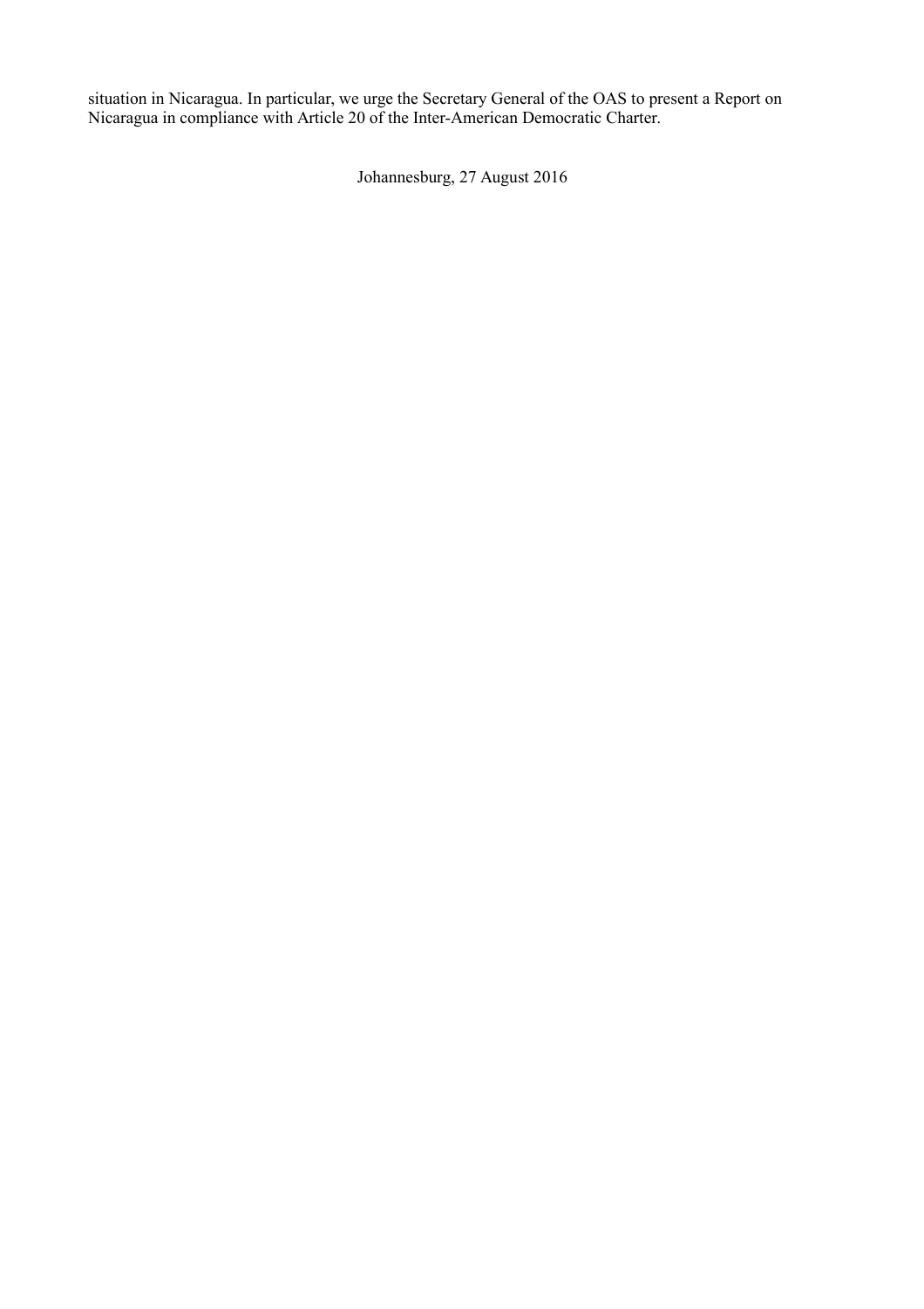situation in Nicaragua. In particular, we urge the Secretary General of the OAS to present a Report on Nicaragua in compliance with Article 20 of the Inter-American Democratic Charter.

Johannesburg, 27 August 2016